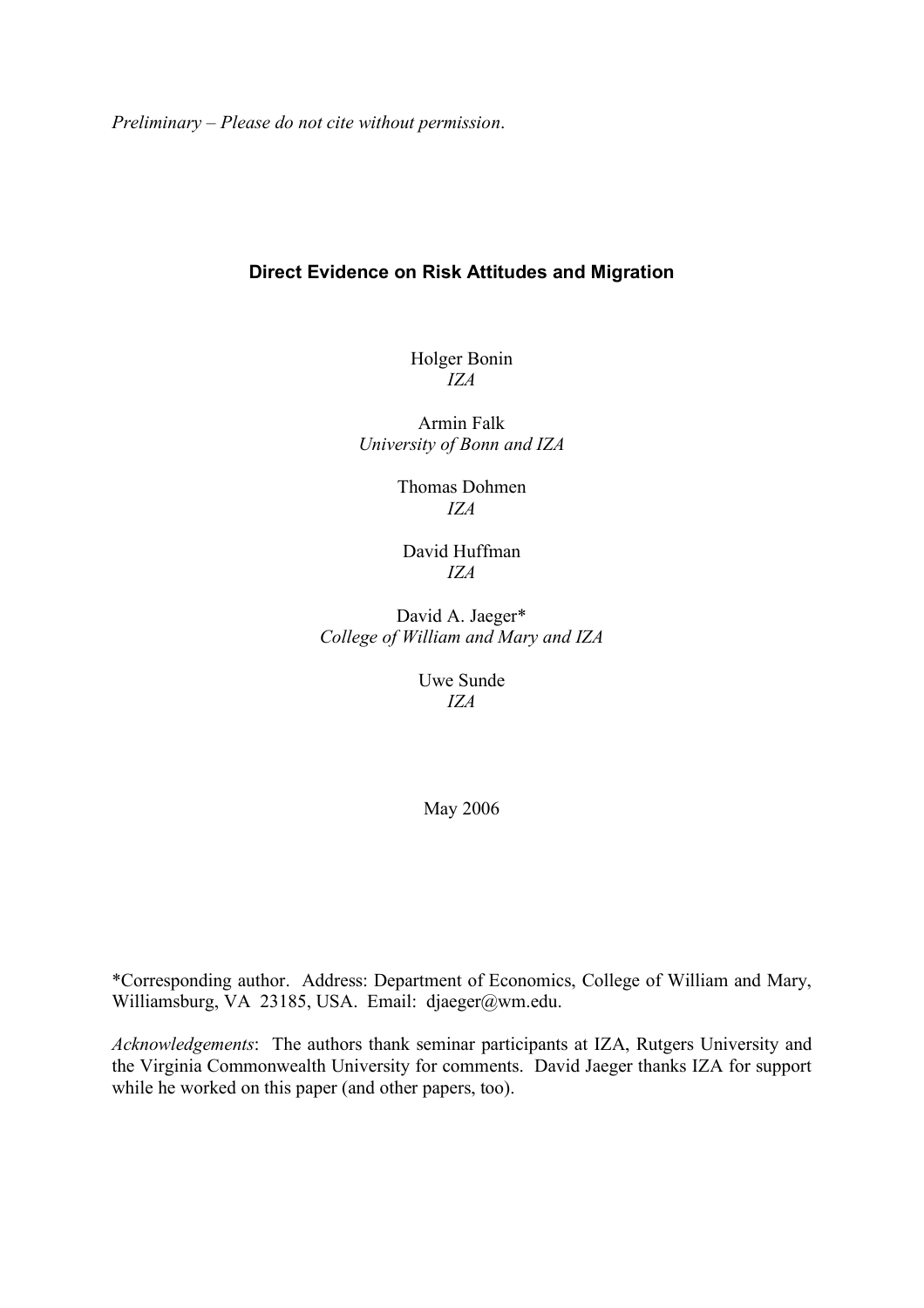*Preliminary – Please do not cite without permission*.

# Direct Evidence on Risk Attitudes and Migration

Holger Bonin
*IZA*

Armin Falk
*University of Bonn and IZA*

Thomas Dohmen
*IZA*

David Huffman
*IZA*

David A. Jaeger*
*College of William and Mary and IZA*

Uwe Sunde
*IZA*

May 2006

*Corresponding author. Address: Department of Economics, College of William and Mary, Williamsburg, VA 23185, USA. Email: djaeger@wm.edu.

*Acknowledgements*: The authors thank seminar participants at IZA, Rutgers University and the Virginia Commonwealth University for comments. David Jaeger thanks IZA for support while he worked on this paper (and other papers, too).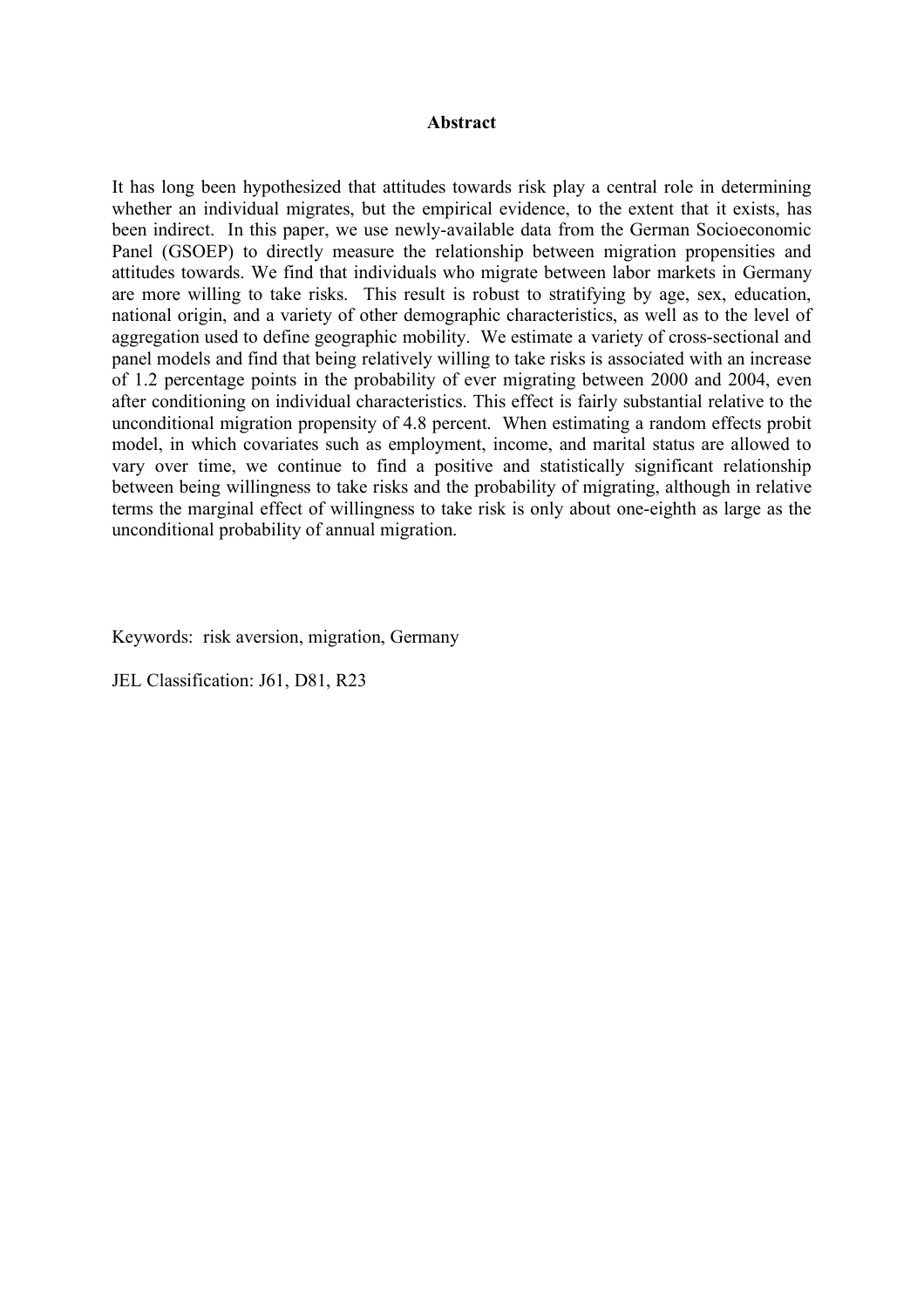**Abstract**

It has long been hypothesized that attitudes towards risk play a central role in determining whether an individual migrates, but the empirical evidence, to the extent that it exists, has been indirect. In this paper, we use newly-available data from the German Socioeconomic Panel (GSOEP) to directly measure the relationship between migration propensities and attitudes towards. We find that individuals who migrate between labor markets in Germany are more willing to take risks. This result is robust to stratifying by age, sex, education, national origin, and a variety of other demographic characteristics, as well as to the level of aggregation used to define geographic mobility. We estimate a variety of cross-sectional and panel models and find that being relatively willing to take risks is associated with an increase of 1.2 percentage points in the probability of ever migrating between 2000 and 2004, even after conditioning on individual characteristics. This effect is fairly substantial relative to the unconditional migration propensity of 4.8 percent. When estimating a random effects probit model, in which covariates such as employment, income, and marital status are allowed to vary over time, we continue to find a positive and statistically significant relationship between being willingness to take risks and the probability of migrating, although in relative terms the marginal effect of willingness to take risk is only about one-eighth as large as the unconditional probability of annual migration.

Keywords: risk aversion, migration, Germany

JEL Classification: J61, D81, R23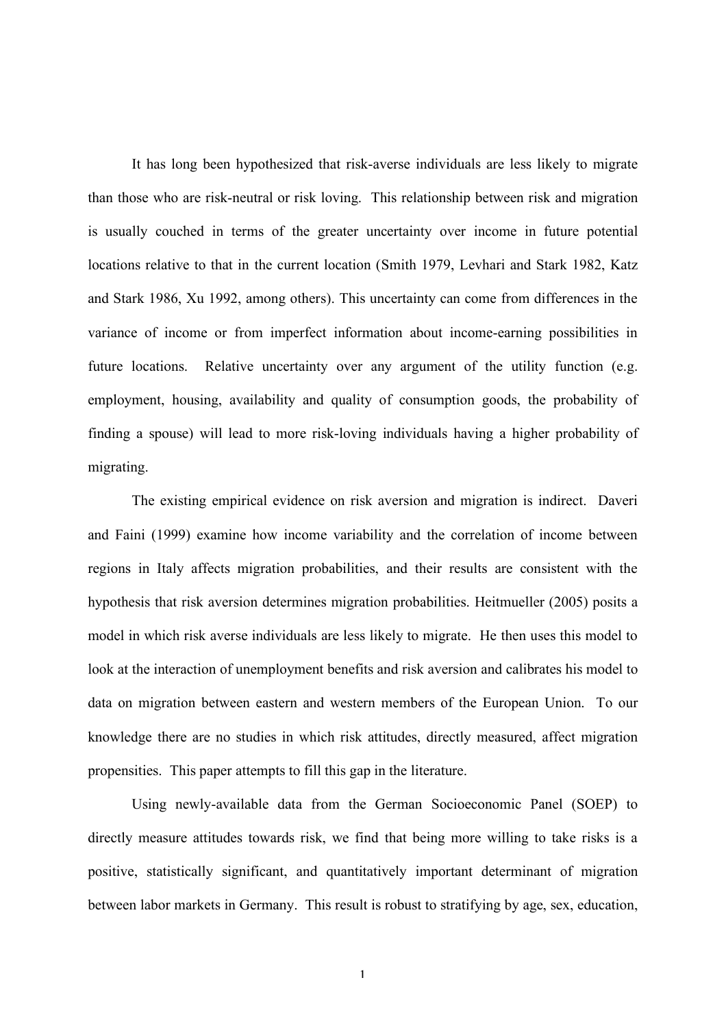It has long been hypothesized that risk-averse individuals are less likely to migrate than those who are risk-neutral or risk loving. This relationship between risk and migration is usually couched in terms of the greater uncertainty over income in future potential locations relative to that in the current location (Smith 1979, Levhari and Stark 1982, Katz and Stark 1986, Xu 1992, among others). This uncertainty can come from differences in the variance of income or from imperfect information about income-earning possibilities in future locations. Relative uncertainty over any argument of the utility function (e.g. employment, housing, availability and quality of consumption goods, the probability of finding a spouse) will lead to more risk-loving individuals having a higher probability of migrating.

The existing empirical evidence on risk aversion and migration is indirect. Daveri and Faini (1999) examine how income variability and the correlation of income between regions in Italy affects migration probabilities, and their results are consistent with the hypothesis that risk aversion determines migration probabilities. Heitmueller (2005) posits a model in which risk averse individuals are less likely to migrate. He then uses this model to look at the interaction of unemployment benefits and risk aversion and calibrates his model to data on migration between eastern and western members of the European Union. To our knowledge there are no studies in which risk attitudes, directly measured, affect migration propensities. This paper attempts to fill this gap in the literature.

Using newly-available data from the German Socioeconomic Panel (SOEP) to directly measure attitudes towards risk, we find that being more willing to take risks is a positive, statistically significant, and quantitatively important determinant of migration between labor markets in Germany. This result is robust to stratifying by age, sex, education,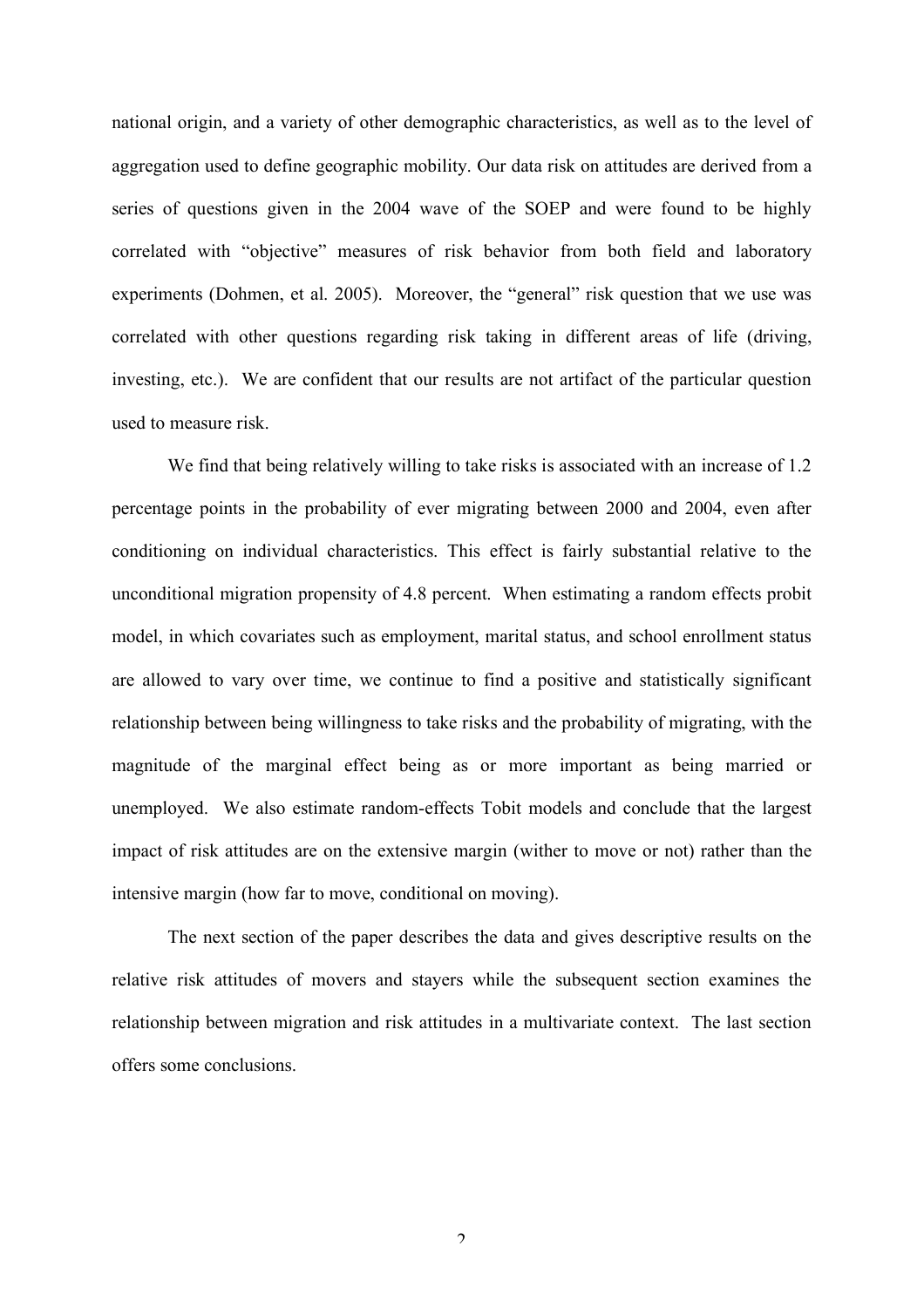national origin, and a variety of other demographic characteristics, as well as to the level of aggregation used to define geographic mobility. Our data risk on attitudes are derived from a series of questions given in the 2004 wave of the SOEP and were found to be highly correlated with "objective" measures of risk behavior from both field and laboratory experiments (Dohmen, et al. 2005). Moreover, the "general" risk question that we use was correlated with other questions regarding risk taking in different areas of life (driving, investing, etc.). We are confident that our results are not artifact of the particular question used to measure risk.

We find that being relatively willing to take risks is associated with an increase of 1.2 percentage points in the probability of ever migrating between 2000 and 2004, even after conditioning on individual characteristics. This effect is fairly substantial relative to the unconditional migration propensity of 4.8 percent. When estimating a random effects probit model, in which covariates such as employment, marital status, and school enrollment status are allowed to vary over time, we continue to find a positive and statistically significant relationship between being willingness to take risks and the probability of migrating, with the magnitude of the marginal effect being as or more important as being married or unemployed. We also estimate random-effects Tobit models and conclude that the largest impact of risk attitudes are on the extensive margin (wither to move or not) rather than the intensive margin (how far to move, conditional on moving).

The next section of the paper describes the data and gives descriptive results on the relative risk attitudes of movers and stayers while the subsequent section examines the relationship between migration and risk attitudes in a multivariate context. The last section offers some conclusions.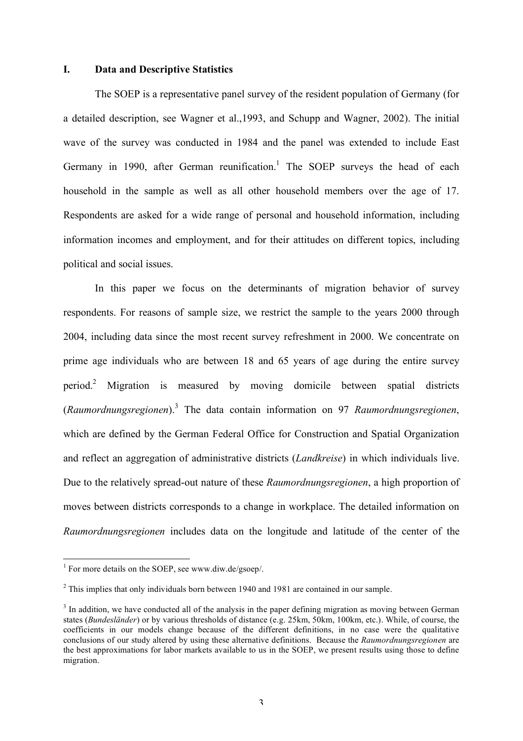## I. Data and Descriptive Statistics

The SOEP is a representative panel survey of the resident population of Germany (for a detailed description, see Wagner et al.,1993, and Schupp and Wagner, 2002). The initial wave of the survey was conducted in 1984 and the panel was extended to include East Germany in 1990, after German reunification.[1] The SOEP surveys the head of each household in the sample as well as all other household members over the age of 17. Respondents are asked for a wide range of personal and household information, including information incomes and employment, and for their attitudes on different topics, including political and social issues.

In this paper we focus on the determinants of migration behavior of survey respondents. For reasons of sample size, we restrict the sample to the years 2000 through 2004, including data since the most recent survey refreshment in 2000. We concentrate on prime age individuals who are between 18 and 65 years of age during the entire survey period.[2] Migration is measured by moving domicile between spatial districts (*Raumordnungsregionen*).[3] The data contain information on 97 *Raumordnungsregionen*, which are defined by the German Federal Office for Construction and Spatial Organization and reflect an aggregation of administrative districts (*Landkreise*) in which individuals live. Due to the relatively spread-out nature of these *Raumordnungsregionen*, a high proportion of moves between districts corresponds to a change in workplace. The detailed information on *Raumordnungsregionen* includes data on the longitude and latitude of the center of the

---

[1] For more details on the SOEP, see www.diw.de/gsoep/.

[2] This implies that only individuals born between 1940 and 1981 are contained in our sample.

[3] In addition, we have conducted all of the analysis in the paper defining migration as moving between German states (*Bundesländer*) or by various thresholds of distance (e.g. 25km, 50km, 100km, etc.). While, of course, the coefficients in our models change because of the different definitions, in no case were the qualitative conclusions of our study altered by using these alternative definitions. Because the *Raumordnungsregionen* are the best approximations for labor markets available to us in the SOEP, we present results using those to define migration.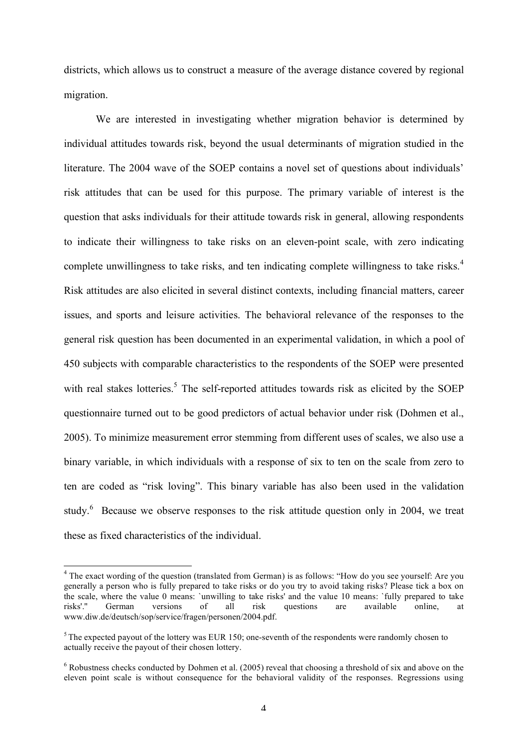districts, which allows us to construct a measure of the average distance covered by regional migration.

We are interested in investigating whether migration behavior is determined by individual attitudes towards risk, beyond the usual determinants of migration studied in the literature. The 2004 wave of the SOEP contains a novel set of questions about individuals' risk attitudes that can be used for this purpose. The primary variable of interest is the question that asks individuals for their attitude towards risk in general, allowing respondents to indicate their willingness to take risks on an eleven-point scale, with zero indicating complete unwillingness to take risks, and ten indicating complete willingness to take risks.[4] Risk attitudes are also elicited in several distinct contexts, including financial matters, career issues, and sports and leisure activities. The behavioral relevance of the responses to the general risk question has been documented in an experimental validation, in which a pool of 450 subjects with comparable characteristics to the respondents of the SOEP were presented with real stakes lotteries.[5] The self-reported attitudes towards risk as elicited by the SOEP questionnaire turned out to be good predictors of actual behavior under risk (Dohmen et al., 2005). To minimize measurement error stemming from different uses of scales, we also use a binary variable, in which individuals with a response of six to ten on the scale from zero to ten are coded as "risk loving". This binary variable has also been used in the validation study.[6] Because we observe responses to the risk attitude question only in 2004, we treat these as fixed characteristics of the individual.

---

[4] The exact wording of the question (translated from German) is as follows: "How do you see yourself: Are you generally a person who is fully prepared to take risks or do you try to avoid taking risks? Please tick a box on the scale, where the value 0 means: `unwilling to take risks' and the value 10 means: `fully prepared to take risks'." German versions of all risk questions are available online, at www.diw.de/deutsch/sop/service/fragen/personen/2004.pdf.

[5] The expected payout of the lottery was EUR 150; one-seventh of the respondents were randomly chosen to actually receive the payout of their chosen lottery.

[6] Robustness checks conducted by Dohmen et al. (2005) reveal that choosing a threshold of six and above on the eleven point scale is without consequence for the behavioral validity of the responses. Regressions using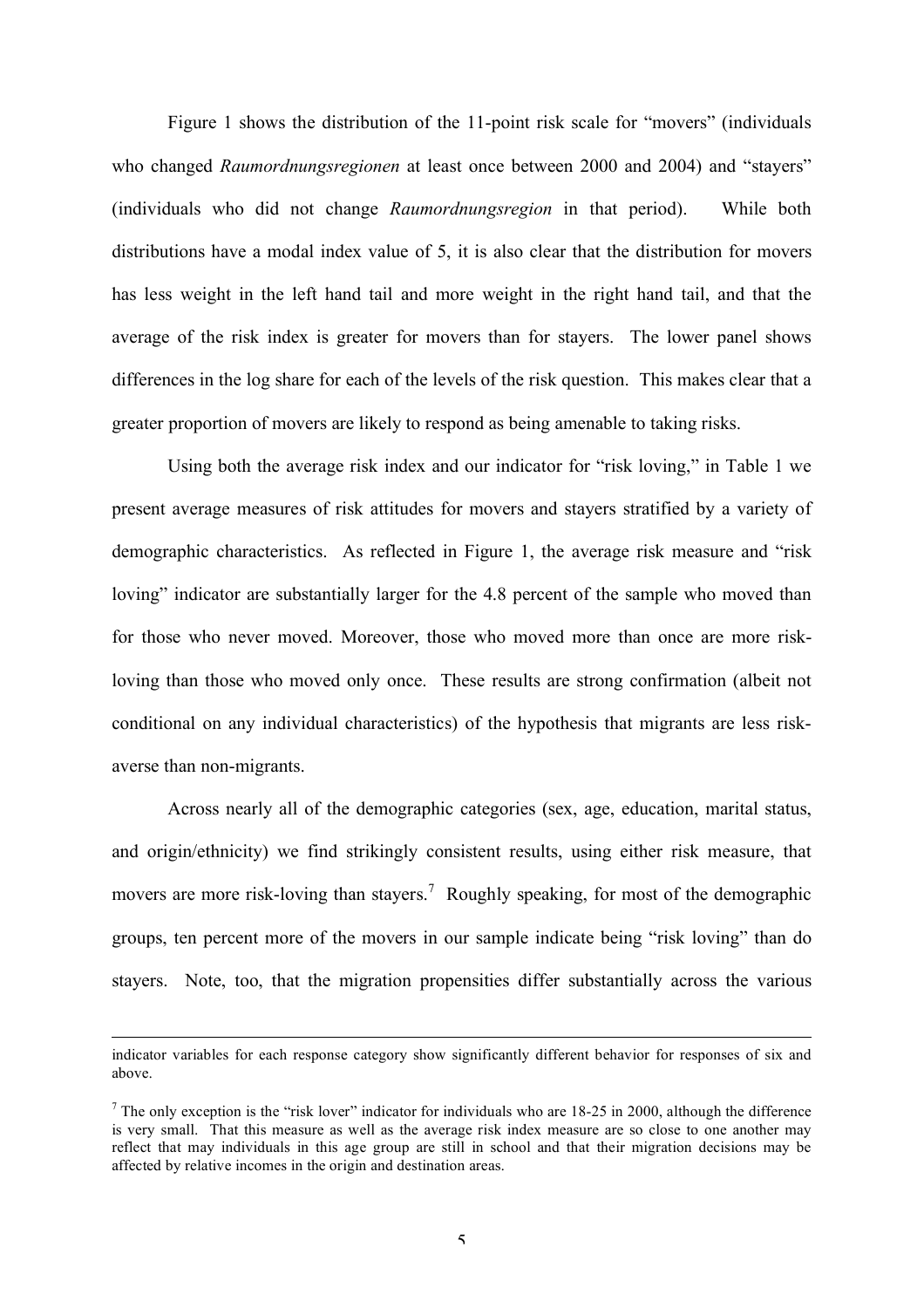Figure 1 shows the distribution of the 11-point risk scale for "movers" (individuals who changed *Raumordnungsregionen* at least once between 2000 and 2004) and "stayers" (individuals who did not change *Raumordnungsregion* in that period). While both distributions have a modal index value of 5, it is also clear that the distribution for movers has less weight in the left hand tail and more weight in the right hand tail, and that the average of the risk index is greater for movers than for stayers. The lower panel shows differences in the log share for each of the levels of the risk question. This makes clear that a greater proportion of movers are likely to respond as being amenable to taking risks.

Using both the average risk index and our indicator for "risk loving," in Table 1 we present average measures of risk attitudes for movers and stayers stratified by a variety of demographic characteristics. As reflected in Figure 1, the average risk measure and "risk loving" indicator are substantially larger for the 4.8 percent of the sample who moved than for those who never moved. Moreover, those who moved more than once are more risk-loving than those who moved only once. These results are strong confirmation (albeit not conditional on any individual characteristics) of the hypothesis that migrants are less risk-averse than non-migrants.

Across nearly all of the demographic categories (sex, age, education, marital status, and origin/ethnicity) we find strikingly consistent results, using either risk measure, that movers are more risk-loving than stayers.[7] Roughly speaking, for most of the demographic groups, ten percent more of the movers in our sample indicate being "risk loving" than do stayers. Note, too, that the migration propensities differ substantially across the various

---

indicator variables for each response category show significantly different behavior for responses of six and above.

[7] The only exception is the "risk lover" indicator for individuals who are 18-25 in 2000, although the difference is very small. That this measure as well as the average risk index measure are so close to one another may reflect that may individuals in this age group are still in school and that their migration decisions may be affected by relative incomes in the origin and destination areas.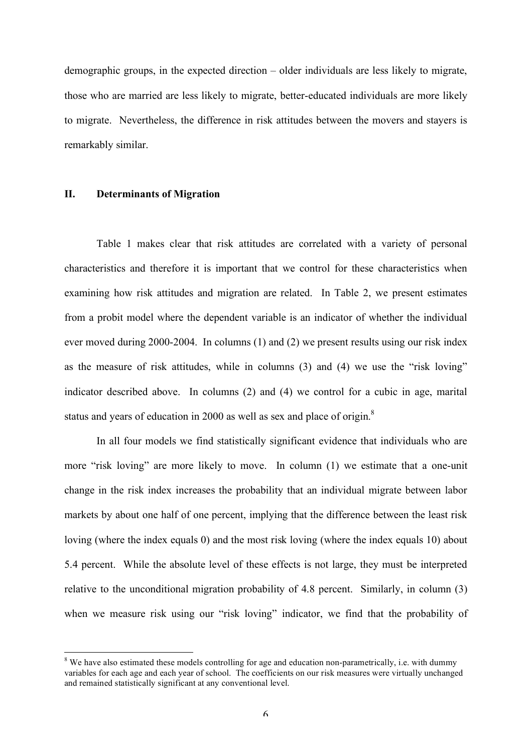demographic groups, in the expected direction – older individuals are less likely to migrate, those who are married are less likely to migrate, better-educated individuals are more likely to migrate. Nevertheless, the difference in risk attitudes between the movers and stayers is remarkably similar.

## II. Determinants of Migration

Table 1 makes clear that risk attitudes are correlated with a variety of personal characteristics and therefore it is important that we control for these characteristics when examining how risk attitudes and migration are related. In Table 2, we present estimates from a probit model where the dependent variable is an indicator of whether the individual ever moved during 2000-2004. In columns (1) and (2) we present results using our risk index as the measure of risk attitudes, while in columns (3) and (4) we use the "risk loving" indicator described above. In columns (2) and (4) we control for a cubic in age, marital status and years of education in 2000 as well as sex and place of origin.[8]

In all four models we find statistically significant evidence that individuals who are more "risk loving" are more likely to move. In column (1) we estimate that a one-unit change in the risk index increases the probability that an individual migrate between labor markets by about one half of one percent, implying that the difference between the least risk loving (where the index equals 0) and the most risk loving (where the index equals 10) about 5.4 percent. While the absolute level of these effects is not large, they must be interpreted relative to the unconditional migration probability of 4.8 percent. Similarly, in column (3) when we measure risk using our "risk loving" indicator, we find that the probability of

[8] We have also estimated these models controlling for age and education non-parametrically, i.e. with dummy variables for each age and each year of school. The coefficients on our risk measures were virtually unchanged and remained statistically significant at any conventional level.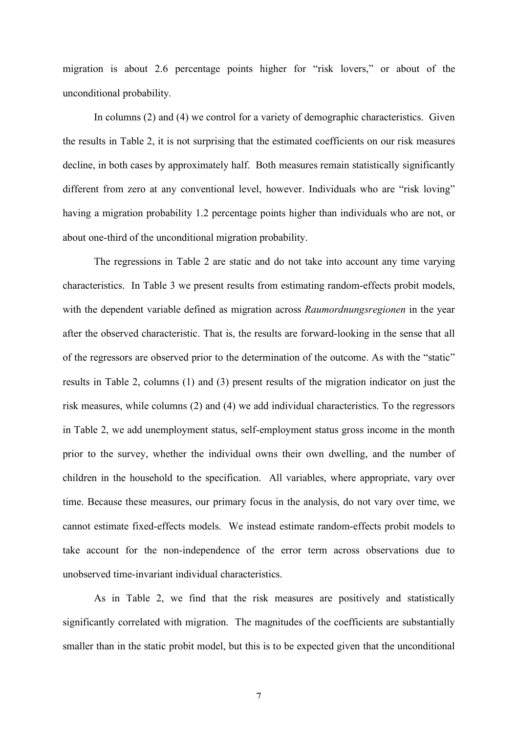migration is about 2.6 percentage points higher for "risk lovers," or about of the unconditional probability.

In columns (2) and (4) we control for a variety of demographic characteristics. Given the results in Table 2, it is not surprising that the estimated coefficients on our risk measures decline, in both cases by approximately half. Both measures remain statistically significantly different from zero at any conventional level, however. Individuals who are "risk loving" having a migration probability 1.2 percentage points higher than individuals who are not, or about one-third of the unconditional migration probability.

The regressions in Table 2 are static and do not take into account any time varying characteristics. In Table 3 we present results from estimating random-effects probit models, with the dependent variable defined as migration across *Raumordnungsregionen* in the year after the observed characteristic. That is, the results are forward-looking in the sense that all of the regressors are observed prior to the determination of the outcome. As with the "static" results in Table 2, columns (1) and (3) present results of the migration indicator on just the risk measures, while columns (2) and (4) we add individual characteristics. To the regressors in Table 2, we add unemployment status, self-employment status gross income in the month prior to the survey, whether the individual owns their own dwelling, and the number of children in the household to the specification. All variables, where appropriate, vary over time. Because these measures, our primary focus in the analysis, do not vary over time, we cannot estimate fixed-effects models. We instead estimate random-effects probit models to take account for the non-independence of the error term across observations due to unobserved time-invariant individual characteristics.

As in Table 2, we find that the risk measures are positively and statistically significantly correlated with migration. The magnitudes of the coefficients are substantially smaller than in the static probit model, but this is to be expected given that the unconditional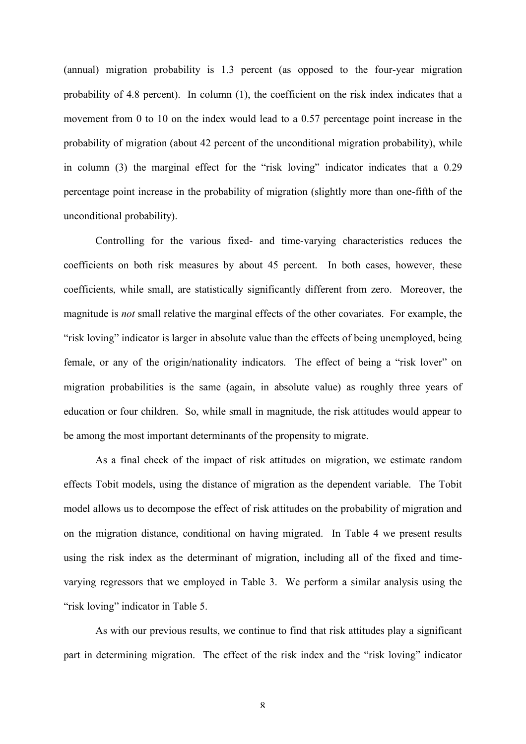(annual) migration probability is 1.3 percent (as opposed to the four-year migration probability of 4.8 percent). In column (1), the coefficient on the risk index indicates that a movement from 0 to 10 on the index would lead to a 0.57 percentage point increase in the probability of migration (about 42 percent of the unconditional migration probability), while in column (3) the marginal effect for the "risk loving" indicator indicates that a 0.29 percentage point increase in the probability of migration (slightly more than one-fifth of the unconditional probability).

Controlling for the various fixed- and time-varying characteristics reduces the coefficients on both risk measures by about 45 percent. In both cases, however, these coefficients, while small, are statistically significantly different from zero. Moreover, the magnitude is *not* small relative the marginal effects of the other covariates. For example, the "risk loving" indicator is larger in absolute value than the effects of being unemployed, being female, or any of the origin/nationality indicators. The effect of being a "risk lover" on migration probabilities is the same (again, in absolute value) as roughly three years of education or four children. So, while small in magnitude, the risk attitudes would appear to be among the most important determinants of the propensity to migrate.

As a final check of the impact of risk attitudes on migration, we estimate random effects Tobit models, using the distance of migration as the dependent variable. The Tobit model allows us to decompose the effect of risk attitudes on the probability of migration and on the migration distance, conditional on having migrated. In Table 4 we present results using the risk index as the determinant of migration, including all of the fixed and time-varying regressors that we employed in Table 3. We perform a similar analysis using the "risk loving" indicator in Table 5.

As with our previous results, we continue to find that risk attitudes play a significant part in determining migration. The effect of the risk index and the "risk loving" indicator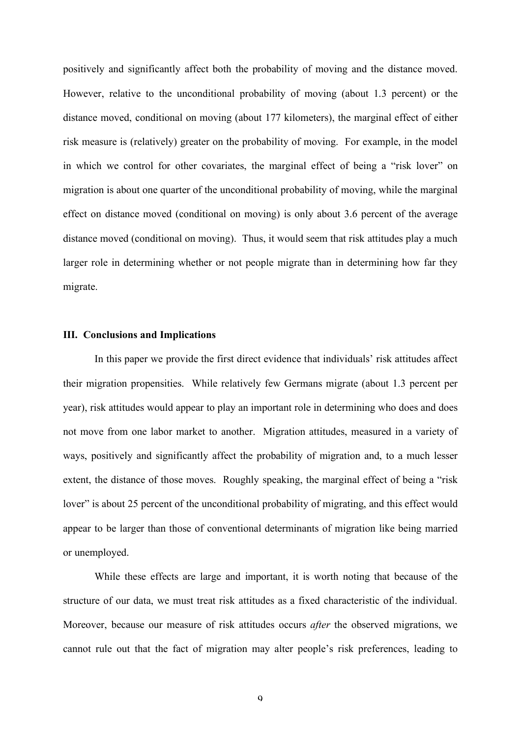positively and significantly affect both the probability of moving and the distance moved. However, relative to the unconditional probability of moving (about 1.3 percent) or the distance moved, conditional on moving (about 177 kilometers), the marginal effect of either risk measure is (relatively) greater on the probability of moving. For example, in the model in which we control for other covariates, the marginal effect of being a "risk lover" on migration is about one quarter of the unconditional probability of moving, while the marginal effect on distance moved (conditional on moving) is only about 3.6 percent of the average distance moved (conditional on moving). Thus, it would seem that risk attitudes play a much larger role in determining whether or not people migrate than in determining how far they migrate.

### III. Conclusions and Implications

In this paper we provide the first direct evidence that individuals' risk attitudes affect their migration propensities. While relatively few Germans migrate (about 1.3 percent per year), risk attitudes would appear to play an important role in determining who does and does not move from one labor market to another. Migration attitudes, measured in a variety of ways, positively and significantly affect the probability of migration and, to a much lesser extent, the distance of those moves. Roughly speaking, the marginal effect of being a "risk lover" is about 25 percent of the unconditional probability of migrating, and this effect would appear to be larger than those of conventional determinants of migration like being married or unemployed.

While these effects are large and important, it is worth noting that because of the structure of our data, we must treat risk attitudes as a fixed characteristic of the individual. Moreover, because our measure of risk attitudes occurs *after* the observed migrations, we cannot rule out that the fact of migration may alter people's risk preferences, leading to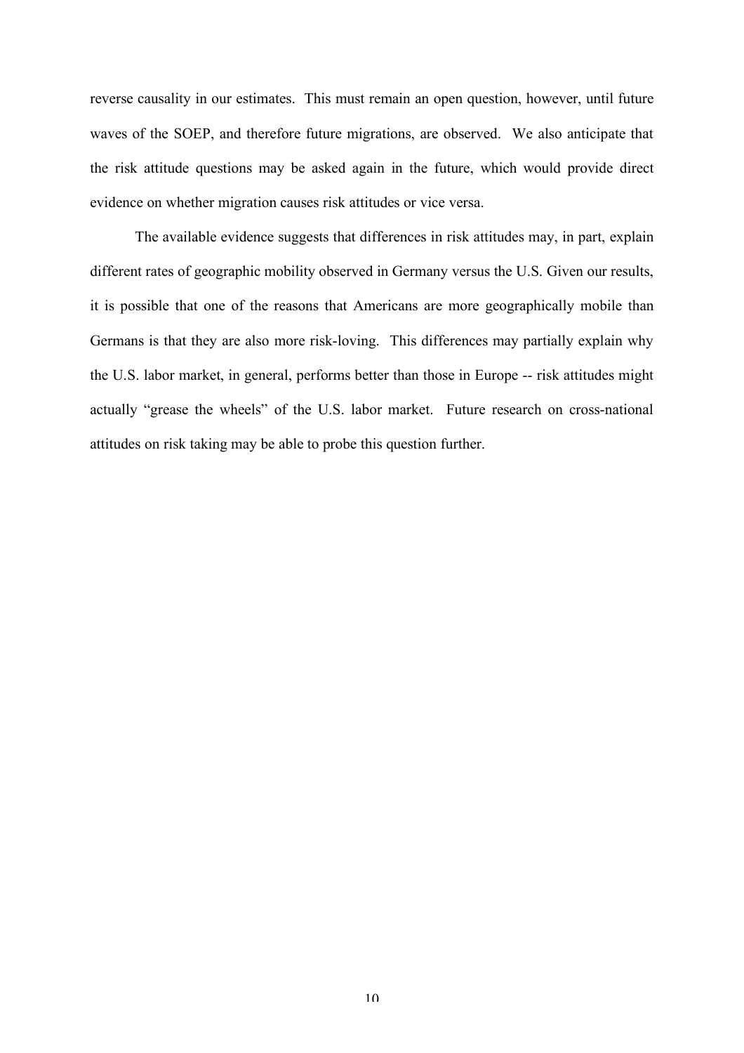reverse causality in our estimates. This must remain an open question, however, until future waves of the SOEP, and therefore future migrations, are observed. We also anticipate that the risk attitude questions may be asked again in the future, which would provide direct evidence on whether migration causes risk attitudes or vice versa.

The available evidence suggests that differences in risk attitudes may, in part, explain different rates of geographic mobility observed in Germany versus the U.S. Given our results, it is possible that one of the reasons that Americans are more geographically mobile than Germans is that they are also more risk-loving. This differences may partially explain why the U.S. labor market, in general, performs better than those in Europe -- risk attitudes might actually "grease the wheels" of the U.S. labor market. Future research on cross-national attitudes on risk taking may be able to probe this question further.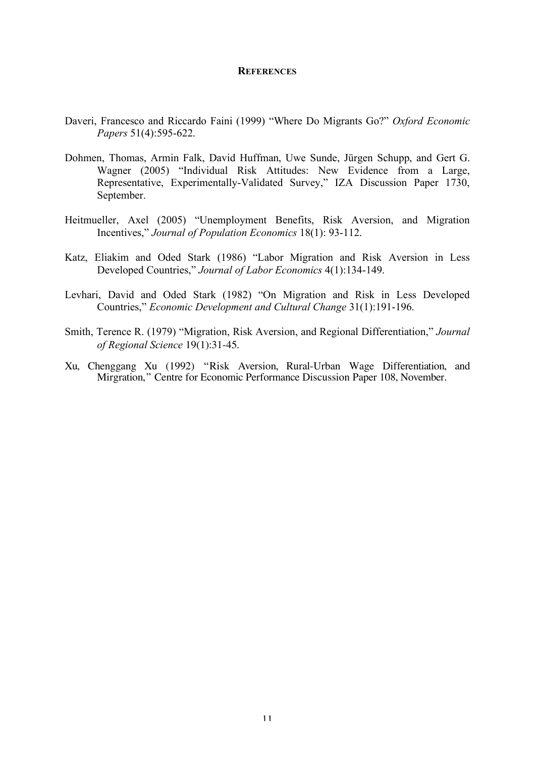## REFERENCES

Daveri, Francesco and Riccardo Faini (1999) "Where Do Migrants Go?" *Oxford Economic Papers* 51(4):595-622.

Dohmen, Thomas, Armin Falk, David Huffman, Uwe Sunde, Jürgen Schupp, and Gert G. Wagner (2005) "Individual Risk Attitudes: New Evidence from a Large, Representative, Experimentally-Validated Survey," IZA Discussion Paper 1730, September.

Heitmueller, Axel (2005) "Unemployment Benefits, Risk Aversion, and Migration Incentives," *Journal of Population Economics* 18(1): 93-112.

Katz, Eliakim and Oded Stark (1986) "Labor Migration and Risk Aversion in Less Developed Countries," *Journal of Labor Economics* 4(1):134-149.

Levhari, David and Oded Stark (1982) "On Migration and Risk in Less Developed Countries," *Economic Development and Cultural Change* 31(1):191-196.

Smith, Terence R. (1979) "Migration, Risk Aversion, and Regional Differentiation," *Journal of Regional Science* 19(1):31-45.

Xu, Chenggang Xu (1992) "Risk Aversion, Rural-Urban Wage Differentiation, and Mirgration," Centre for Economic Performance Discussion Paper 108, November.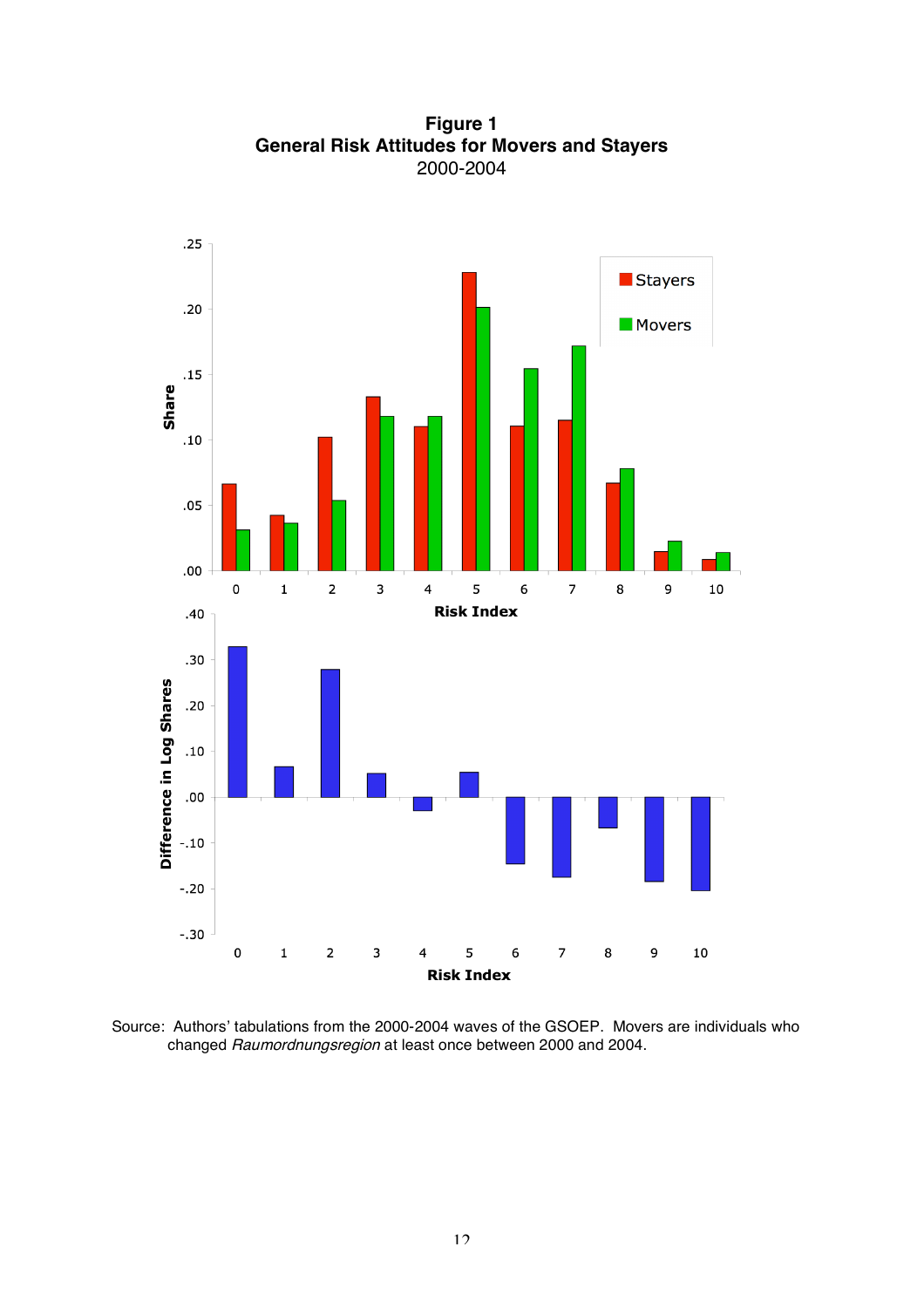**Figure 1**
**General Risk Attitudes for Movers and Stayers**
2000-2004

.25
.20
.15
.10
.05
.00

Share

Stayers
Movers

0 1 2 3 4 5 6 7 8 9 10

**Risk Index**

.40
.30
.20
.10
.00
-.10
-.20
-.30

Difference in Log Shares

0 1 2 3 4 5 6 7 8 9 10

**Risk Index**

Source: Authors' tabulations from the 2000-2004 waves of the GSOEP. Movers are individuals who changed *Raumordnungsregion* at least once between 2000 and 2004.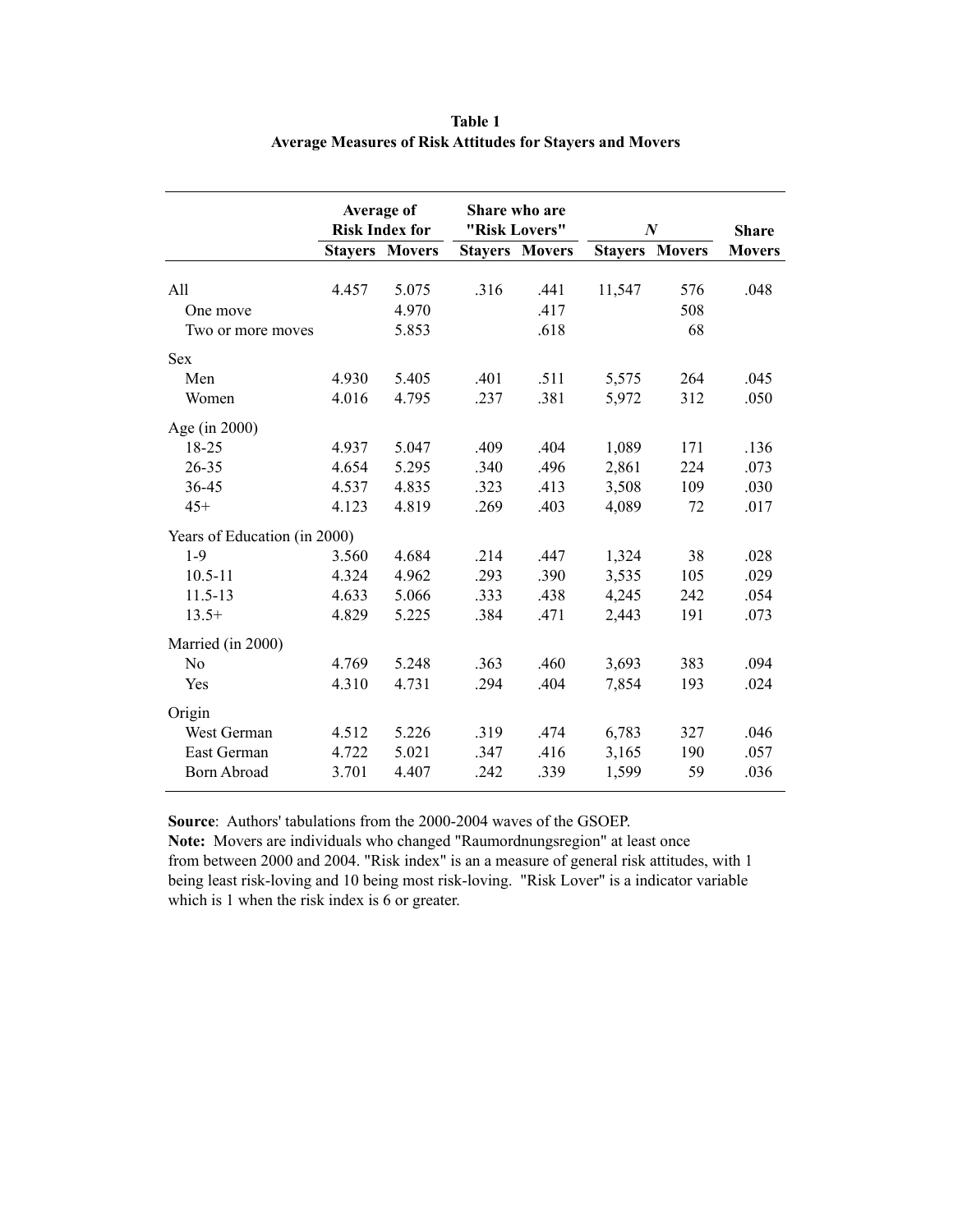**Table 1**
**Average Measures of Risk Attitudes for Stayers and Movers**

| | Average of Risk Index for | | Share who are "Risk Lovers" | | *N* | | Share |
|---|---|---|---|---|---|---|---|
| | Stayers | Movers | Stayers | Movers | Stayers | Movers | Movers |
| All | 4.457 | 5.075 | .316 | .441 | 11,547 | 576 | .048 |
| One move | | 4.970 | | .417 | | 508 | |
| Two or more moves | | 5.853 | | .618 | | 68 | |
| Sex | | | | | | | |
| Men | 4.930 | 5.405 | .401 | .511 | 5,575 | 264 | .045 |
| Women | 4.016 | 4.795 | .237 | .381 | 5,972 | 312 | .050 |
| Age (in 2000) | | | | | | | |
| 18-25 | 4.937 | 5.047 | .409 | .404 | 1,089 | 171 | .136 |
| 26-35 | 4.654 | 5.295 | .340 | .496 | 2,861 | 224 | .073 |
| 36-45 | 4.537 | 4.835 | .323 | .413 | 3,508 | 109 | .030 |
| 45+ | 4.123 | 4.819 | .269 | .403 | 4,089 | 72 | .017 |
| Years of Education (in 2000) | | | | | | | |
| 1-9 | 3.560 | 4.684 | .214 | .447 | 1,324 | 38 | .028 |
| 10.5-11 | 4.324 | 4.962 | .293 | .390 | 3,535 | 105 | .029 |
| 11.5-13 | 4.633 | 5.066 | .333 | .438 | 4,245 | 242 | .054 |
| 13.5+ | 4.829 | 5.225 | .384 | .471 | 2,443 | 191 | .073 |
| Married (in 2000) | | | | | | | |
| No | 4.769 | 5.248 | .363 | .460 | 3,693 | 383 | .094 |
| Yes | 4.310 | 4.731 | .294 | .404 | 7,854 | 193 | .024 |
| Origin | | | | | | | |
| West German | 4.512 | 5.226 | .319 | .474 | 6,783 | 327 | .046 |
| East German | 4.722 | 5.021 | .347 | .416 | 3,165 | 190 | .057 |
| Born Abroad | 3.701 | 4.407 | .242 | .339 | 1,599 | 59 | .036 |

**Source**: Authors' tabulations from the 2000-2004 waves of the GSOEP.
**Note:** Movers are individuals who changed "Raumordnungsregion" at least once from between 2000 and 2004. "Risk index" is an a measure of general risk attitudes, with 1 being least risk-loving and 10 being most risk-loving. "Risk Lover" is a indicator variable which is 1 when the risk index is 6 or greater.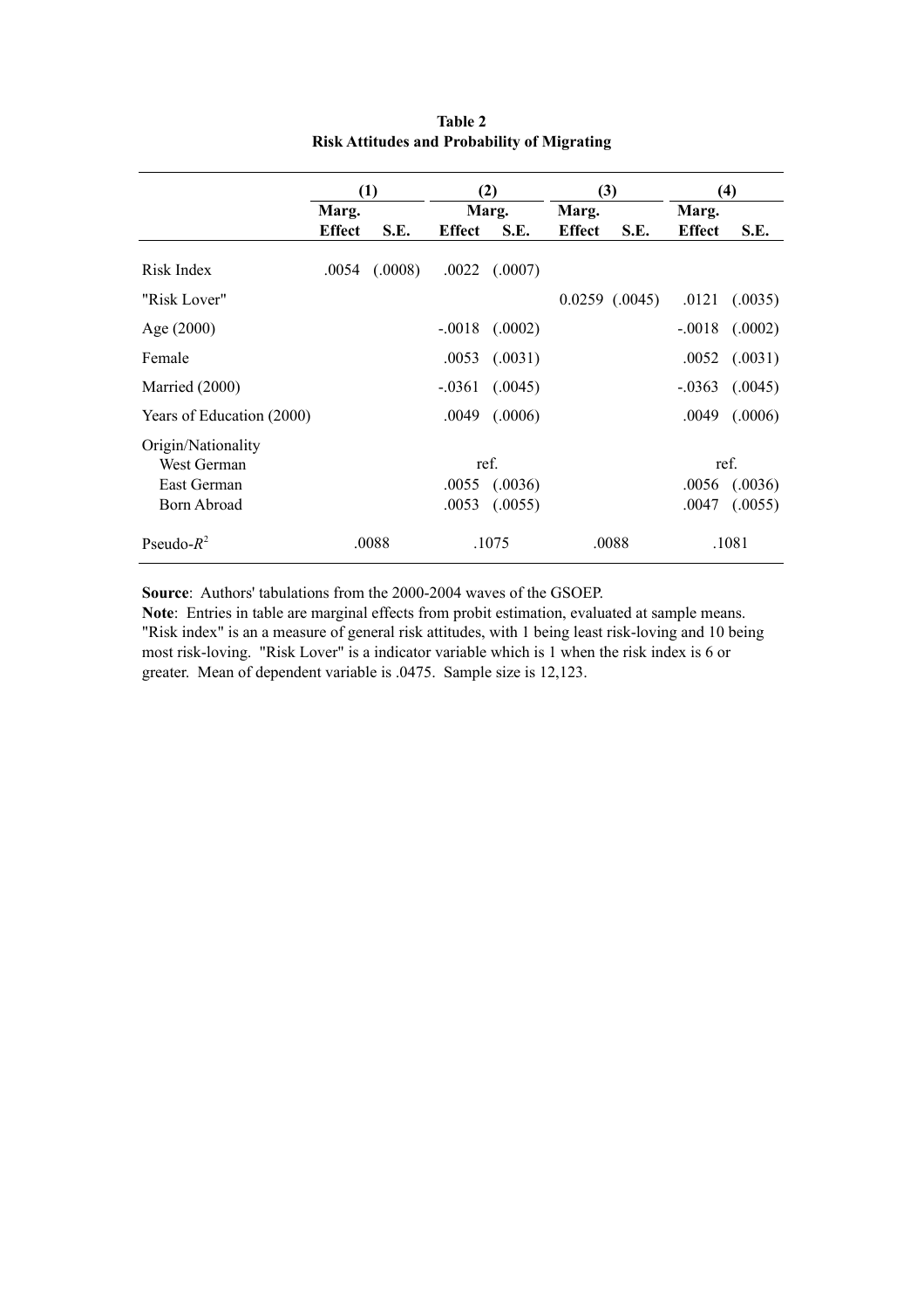**Table 2**
**Risk Attitudes and Probability of Migrating**

| | (1) | | (2) | | (3) | | (4) | |
|---|---|---|---|---|---|---|---|---|
| | **Marg. Effect** | **S.E.** | **Marg. Effect** | **S.E.** | **Marg. Effect** | **S.E.** | **Marg. Effect** | **S.E.** |
| Risk Index | .0054 | (.0008) | .0022 | (.0007) | | | | |
| "Risk Lover" | | | | | 0.0259 | (.0045) | .0121 | (.0035) |
| Age (2000) | | | -.0018 | (.0002) | | | -.0018 | (.0002) |
| Female | | | .0053 | (.0031) | | | .0052 | (.0031) |
| Married (2000) | | | -.0361 | (.0045) | | | -.0363 | (.0045) |
| Years of Education (2000) | | | .0049 | (.0006) | | | .0049 | (.0006) |
| Origin/Nationality | | | | | | | | |
| West German | | | ref. | | | | ref. | |
| East German | | | .0055 | (.0036) | | | .0056 | (.0036) |
| Born Abroad | | | .0053 | (.0055) | | | .0047 | (.0055) |
| Pseudo-$R^2$ | .0088 | | .1075 | | .0088 | | .1081 | |

**Source**: Authors' tabulations from the 2000-2004 waves of the GSOEP.
**Note**: Entries in table are marginal effects from probit estimation, evaluated at sample means. "Risk index" is an a measure of general risk attitudes, with 1 being least risk-loving and 10 being most risk-loving. "Risk Lover" is a indicator variable which is 1 when the risk index is 6 or greater. Mean of dependent variable is .0475. Sample size is 12,123.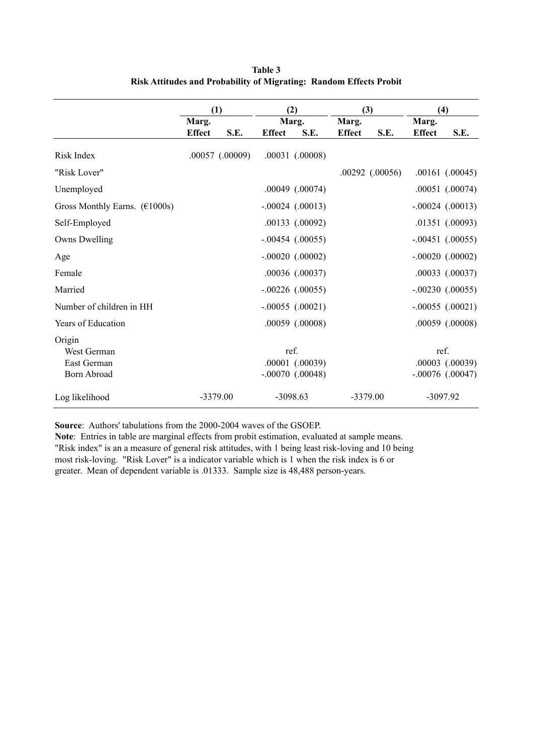**Table 3**
**Risk Attitudes and Probability of Migrating: Random Effects Probit**

| | (1) | | (2) | | (3) | | (4) | |
|---|---|---|---|---|---|---|---|---|
| | Marg. Effect | S.E. | Marg. Effect | S.E. | Marg. Effect | S.E. | Marg. Effect | S.E. |
| Risk Index | .00057 | (.00009) | .00031 | (.00008) | | | | |
| "Risk Lover" | | | | | .00292 | (.00056) | .00161 | (.00045) |
| Unemployed | | | .00049 | (.00074) | | | .00051 | (.00074) |
| Gross Monthly Earns. (€1000s) | | | -.00024 | (.00013) | | | -.00024 | (.00013) |
| Self-Employed | | | .00133 | (.00092) | | | .01351 | (.00093) |
| Owns Dwelling | | | -.00454 | (.00055) | | | -.00451 | (.00055) |
| Age | | | -.00020 | (.00002) | | | -.00020 | (.00002) |
| Female | | | .00036 | (.00037) | | | .00033 | (.00037) |
| Married | | | -.00226 | (.00055) | | | -.00230 | (.00055) |
| Number of children in HH | | | -.00055 | (.00021) | | | -.00055 | (.00021) |
| Years of Education | | | .00059 | (.00008) | | | .00059 | (.00008) |
| Origin | | | | | | | | |
| West German | | | ref. | | | | ref. | |
| East German | | | .00001 | (.00039) | | | .00003 | (.00039) |
| Born Abroad | | | -.00070 | (.00048) | | | -.00076 | (.00047) |
| Log likelihood | -3379.00 | | -3098.63 | | -3379.00 | | -3097.92 | |

**Source**: Authors' tabulations from the 2000-2004 waves of the GSOEP.
**Note**: Entries in table are marginal effects from probit estimation, evaluated at sample means. "Risk index" is an a measure of general risk attitudes, with 1 being least risk-loving and 10 being most risk-loving. "Risk Lover" is a indicator variable which is 1 when the risk index is 6 or greater. Mean of dependent variable is .01333. Sample size is 48,488 person-years.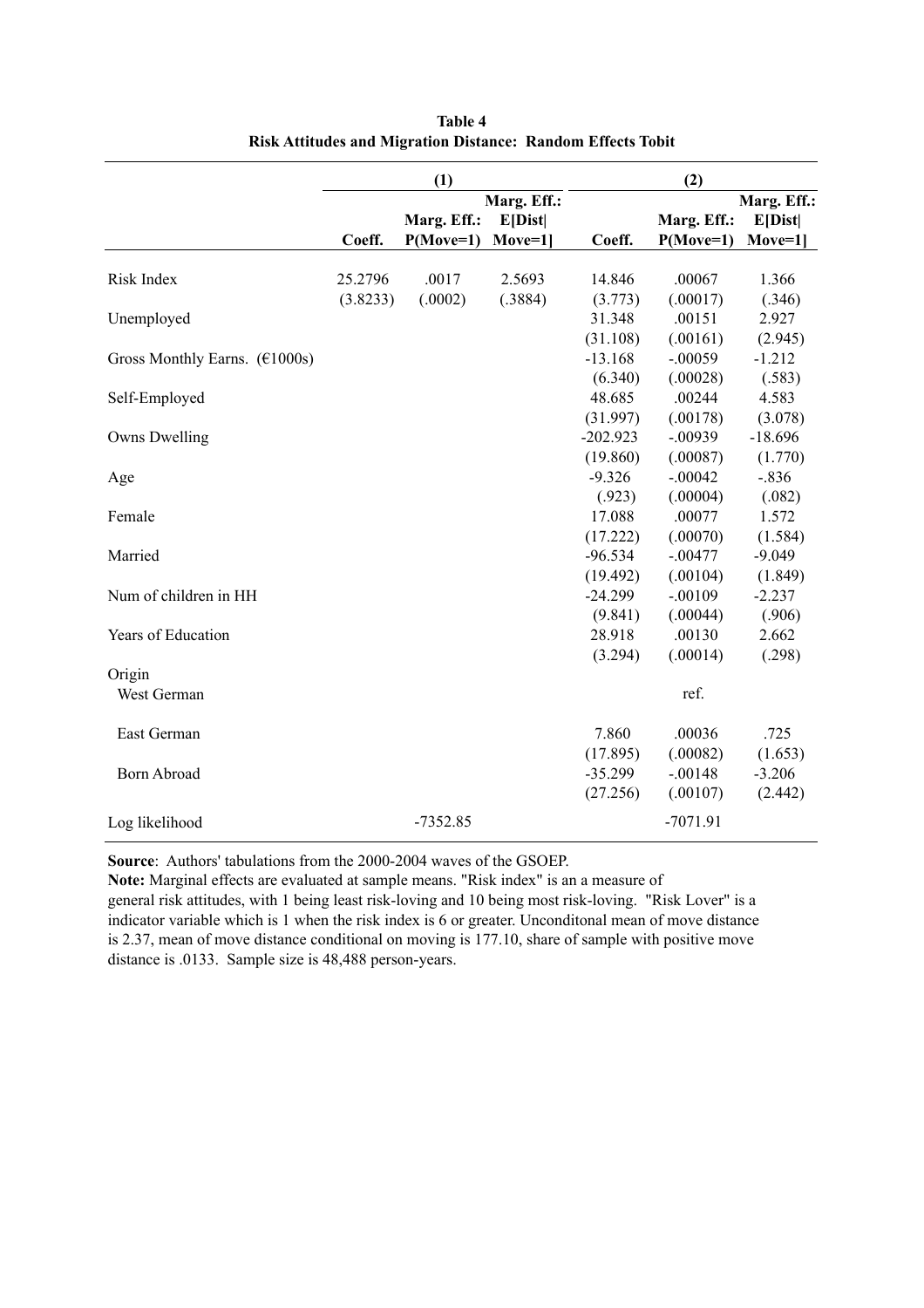**Table 4**
**Risk Attitudes and Migration Distance: Random Effects Tobit**

| | (1) | | | (2) | | |
|---|---|---|---|---|---|---|
| | Coeff. | Marg. Eff.: P(Move=1) | Marg. Eff.: E[Dist\| Move=1] | Coeff. | Marg. Eff.: P(Move=1) | Marg. Eff.: E[Dist\| Move=1] |
| Risk Index | 25.2796 | .0017 | 2.5693 | 14.846 | .00067 | 1.366 |
| | (3.8233) | (.0002) | (.3884) | (3.773) | (.00017) | (.346) |
| Unemployed | | | | 31.348 | .00151 | 2.927 |
| | | | | (31.108) | (.00161) | (2.945) |
| Gross Monthly Earns. (€1000s) | | | | -13.168 | -.00059 | -1.212 |
| | | | | (6.340) | (.00028) | (.583) |
| Self-Employed | | | | 48.685 | .00244 | 4.583 |
| | | | | (31.997) | (.00178) | (3.078) |
| Owns Dwelling | | | | -202.923 | -.00939 | -18.696 |
| | | | | (19.860) | (.00087) | (1.770) |
| Age | | | | -9.326 | -.00042 | -.836 |
| | | | | (.923) | (.00004) | (.082) |
| Female | | | | 17.088 | .00077 | 1.572 |
| | | | | (17.222) | (.00070) | (1.584) |
| Married | | | | -96.534 | -.00477 | -9.049 |
| | | | | (19.492) | (.00104) | (1.849) |
| Num of children in HH | | | | -24.299 | -.00109 | -2.237 |
| | | | | (9.841) | (.00044) | (.906) |
| Years of Education | | | | 28.918 | .00130 | 2.662 |
| | | | | (3.294) | (.00014) | (.298) |
| Origin | | | | | | |
| West German | | | | | ref. | |
| East German | | | | 7.860 | .00036 | .725 |
| | | | | (17.895) | (.00082) | (1.653) |
| Born Abroad | | | | -35.299 | -.00148 | -3.206 |
| | | | | (27.256) | (.00107) | (2.442) |
| Log likelihood | | -7352.85 | | | -7071.91 | |

**Source**: Authors' tabulations from the 2000-2004 waves of the GSOEP.
**Note:** Marginal effects are evaluated at sample means. "Risk index" is an a measure of general risk attitudes, with 1 being least risk-loving and 10 being most risk-loving. "Risk Lover" is a indicator variable which is 1 when the risk index is 6 or greater. Unconditonal mean of move distance is 2.37, mean of move distance conditional on moving is 177.10, share of sample with positive move distance is .0133. Sample size is 48,488 person-years.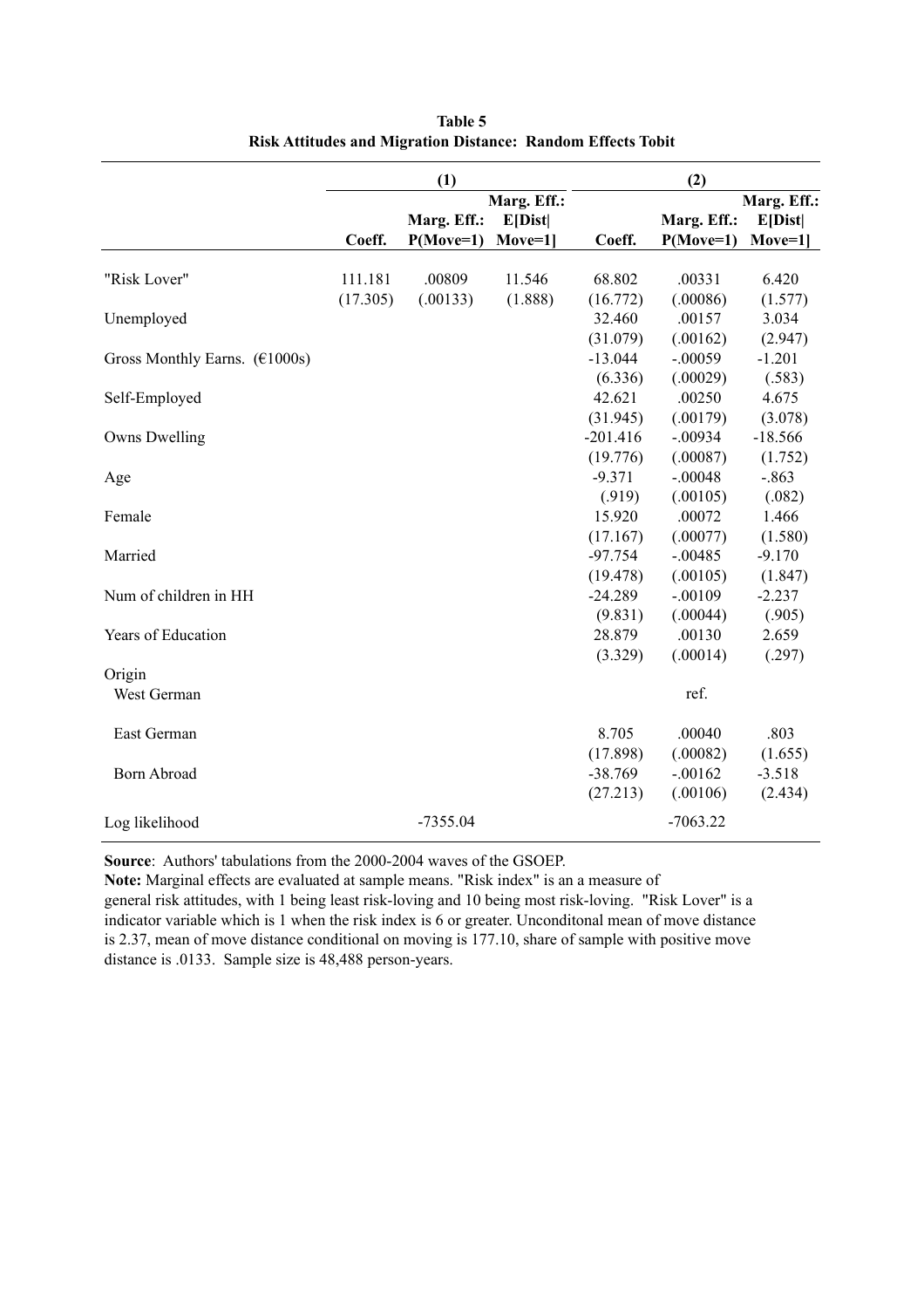**Table 5**
**Risk Attitudes and Migration Distance: Random Effects Tobit**

| | (1) | | | (2) | | |
|---|---|---|---|---|---|---|
| | Coeff. | Marg. Eff.: P(Move=1) | Marg. Eff.: E[Dist\| Move=1] | Coeff. | Marg. Eff.: P(Move=1) | Marg. Eff.: E[Dist\| Move=1] |
| "Risk Lover" | 111.181 | .00809 | 11.546 | 68.802 | .00331 | 6.420 |
| | (17.305) | (.00133) | (1.888) | (16.772) | (.00086) | (1.577) |
| Unemployed | | | | 32.460 | .00157 | 3.034 |
| | | | | (31.079) | (.00162) | (2.947) |
| Gross Monthly Earns. (€1000s) | | | | -13.044 | -.00059 | -1.201 |
| | | | | (6.336) | (.00029) | (.583) |
| Self-Employed | | | | 42.621 | .00250 | 4.675 |
| | | | | (31.945) | (.00179) | (3.078) |
| Owns Dwelling | | | | -201.416 | -.00934 | -18.566 |
| | | | | (19.776) | (.00087) | (1.752) |
| Age | | | | -9.371 | -.00048 | -.863 |
| | | | | (.919) | (.00105) | (.082) |
| Female | | | | 15.920 | .00072 | 1.466 |
| | | | | (17.167) | (.00077) | (1.580) |
| Married | | | | -97.754 | -.00485 | -9.170 |
| | | | | (19.478) | (.00105) | (1.847) |
| Num of children in HH | | | | -24.289 | -.00109 | -2.237 |
| | | | | (9.831) | (.00044) | (.905) |
| Years of Education | | | | 28.879 | .00130 | 2.659 |
| | | | | (3.329) | (.00014) | (.297) |
| Origin | | | | | | |
| West German | | | | | ref. | |
| East German | | | | 8.705 | .00040 | .803 |
| | | | | (17.898) | (.00082) | (1.655) |
| Born Abroad | | | | -38.769 | -.00162 | -3.518 |
| | | | | (27.213) | (.00106) | (2.434) |
| Log likelihood | | -7355.04 | | | -7063.22 | |

**Source**: Authors' tabulations from the 2000-2004 waves of the GSOEP.

**Note:** Marginal effects are evaluated at sample means. "Risk index" is an a measure of general risk attitudes, with 1 being least risk-loving and 10 being most risk-loving. "Risk Lover" is a indicator variable which is 1 when the risk index is 6 or greater. Unconditonal mean of move distance is 2.37, mean of move distance conditional on moving is 177.10, share of sample with positive move distance is .0133. Sample size is 48,488 person-years.